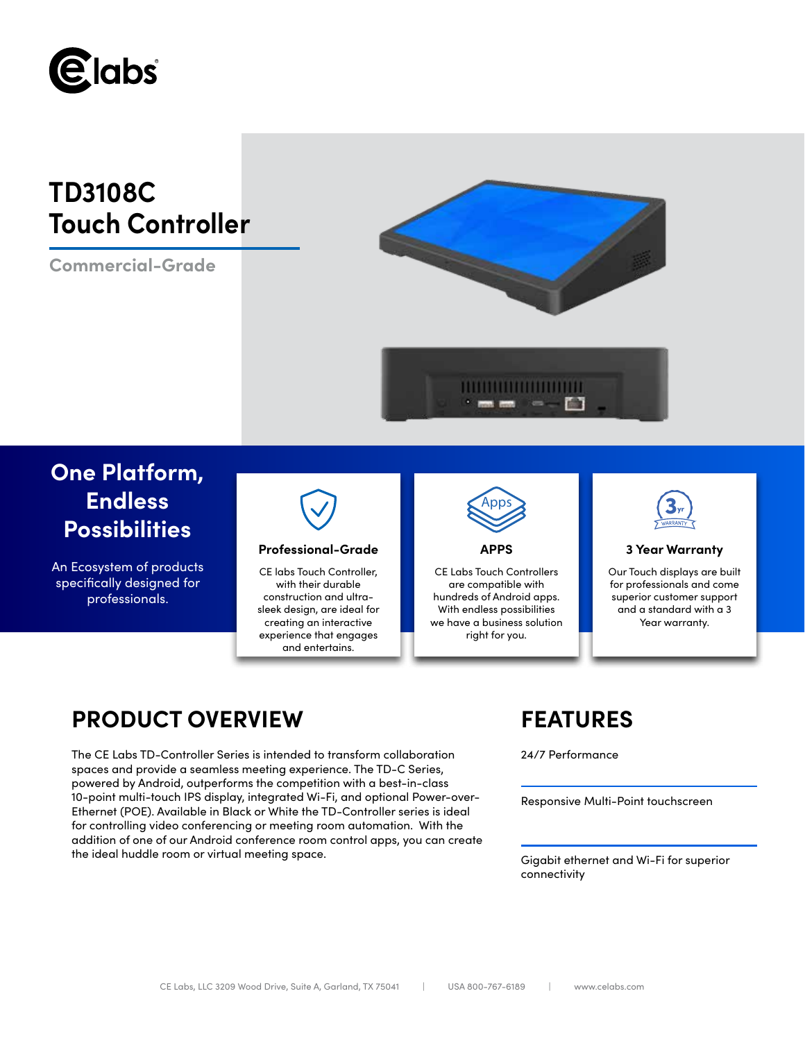# TD3108C Touch Controller

**Commercial-Grade**

## One Platform, Endless Possibilities

An Ecosystem of products specifically designed for professionals.

### Professional-Grade

CE labs Touch Controller, with their durable construction and ultra-sleek design, are ideal for creating an interactive experience that engages and entertains.

### APPS

CE Labs Touch Controllers are compatible with hundreds of Android apps. With endless possibilities we have a business solution right for you.

### 3 Year Warranty

Our Touch displays are built for professionals and come superior customer support and a standard with a 3 Year warranty.

## PRODUCT OVERVIEW

The CE Labs TD-Controller Series is intended to transform collaboration spaces and provide a seamless meeting experience. The TD-C Series, powered by Android, outperforms the competition with a best-in-class 10-point multi-touch IPS display, integrated Wi-Fi, and optional Power-over-Ethernet (POE). Available in Black or White the TD-Controller series is ideal for controlling video conferencing or meeting room automation. With the addition of one of our Android conference room control apps, you can create the ideal huddle room or virtual meeting space.

## FEATURES

24/7 Performance

Responsive Multi-Point touchscreen

Gigabit ethernet and Wi-Fi for superior connectivity

CE Labs, LLC 3209 Wood Drive, Suite A, Garland, TX 75041 | USA 800-767-6189 | www.celabs.com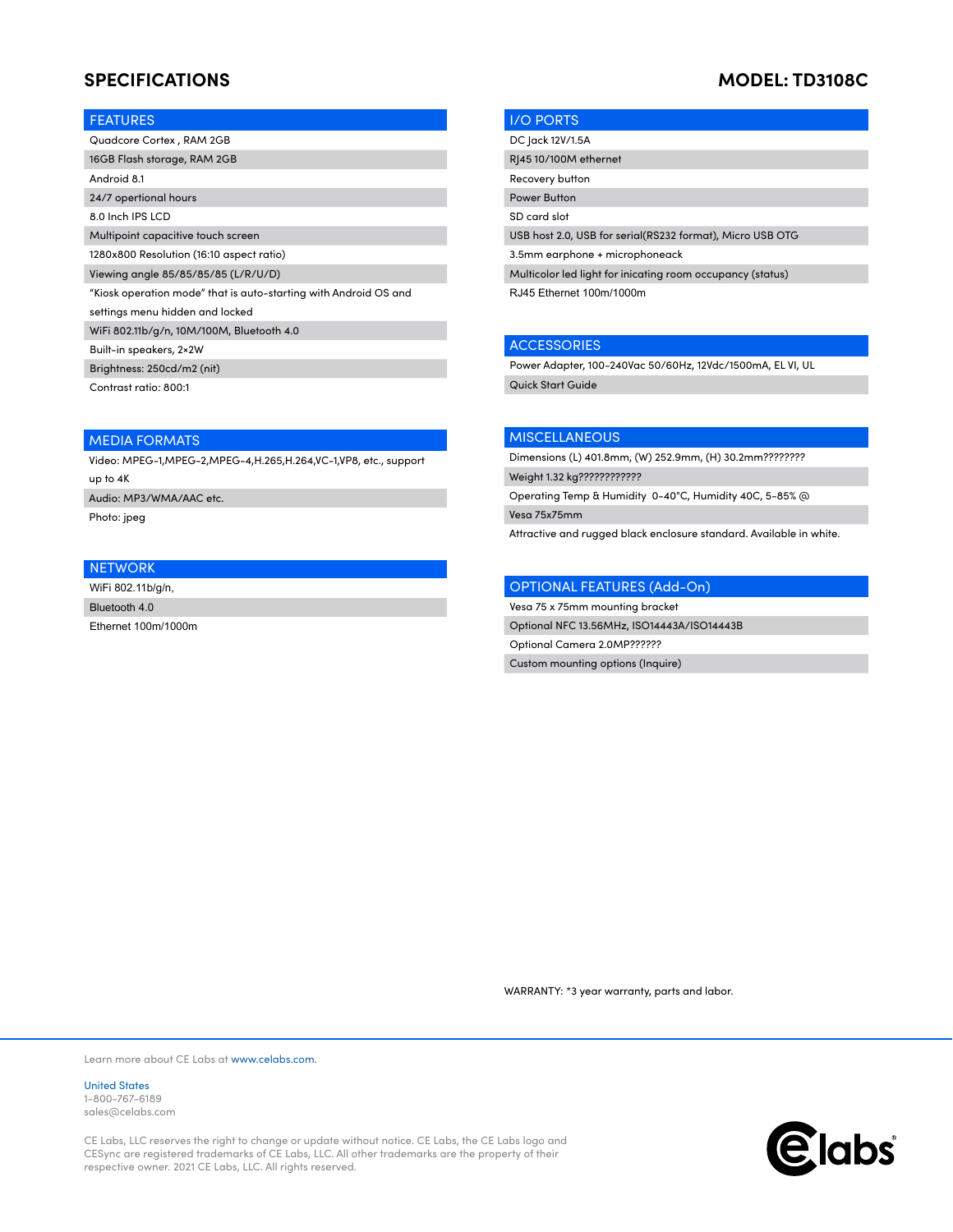## SPECIFICATIONS

## MODEL: TD3108C

### FEATURES

| |
|---|
| Quadcore Cortex , RAM 2GB |
| 16GB Flash storage, RAM 2GB |
| Android 8.1 |
| 24/7 opertional hours |
| 8.0 Inch IPS LCD |
| Multipoint capacitive touch screen |
| 1280x800 Resolution (16:10 aspect ratio) |
| Viewing angle 85/85/85/85 (L/R/U/D) |
| "Kiosk operation mode" that is auto-starting with Android OS and settings menu hidden and locked |
| WiFi 802.11b/g/n, 10M/100M, Bluetooth 4.0 |
| Built-in speakers, 2×2W |
| Brightness: 250cd/m2 (nit) |
| Contrast ratio: 800:1 |

### MEDIA FORMATS

| |
|---|
| Video: MPEG-1,MPEG-2,MPEG-4,H.265,H.264,VC-1,VP8, etc., support up to 4K |
| Audio: MP3/WMA/AAC etc. |
| Photo: jpeg |

### NETWORK

| |
|---|
| WiFi 802.11b/g/n, |
| Bluetooth 4.0 |
| Ethernet 100m/1000m |

### I/O PORTS

| |
|---|
| DC Jack 12V/1.5A |
| RJ45 10/100M ethernet |
| Recovery button |
| Power Button |
| SD card slot |
| USB host 2.0, USB for serial(RS232 format), Micro USB OTG |
| 3.5mm earphone + microphoneack |
| Multicolor led light for inicating room occupancy (status) |
| RJ45 Ethernet 100m/1000m |

### ACCESSORIES

| |
|---|
| Power Adapter, 100-240Vac 50/60Hz, 12Vdc/1500mA, EL VI, UL |
| Quick Start Guide |

### MISCELLANEOUS

| |
|---|
| Dimensions (L) 401.8mm, (W) 252.9mm, (H) 30.2mm???????? |
| Weight 1.32 kg???????????? |
| Operating Temp & Humidity 0-40°C, Humidity 40C, 5-85% @ |
| Vesa 75x75mm |
| Attractive and rugged black enclosure standard. Available in white. |

### OPTIONAL FEATURES (Add-On)

| |
|---|
| Vesa 75 x 75mm mounting bracket |
| Optional NFC 13.56MHz, ISO14443A/ISO14443B |
| Optional Camera 2.0MP?????? |
| Custom mounting options (Inquire) |

WARRANTY: *3 year warranty, parts and labor.

Learn more about CE Labs at www.celabs.com.

United States
1-800-767-6189
sales@celabs.com

CE Labs, LLC reserves the right to change or update without notice. CE Labs, the CE Labs logo and CESync are registered trademarks of CE Labs, LLC. All other trademarks are the property of their respective owner. 2021 CE Labs, LLC. All rights reserved.